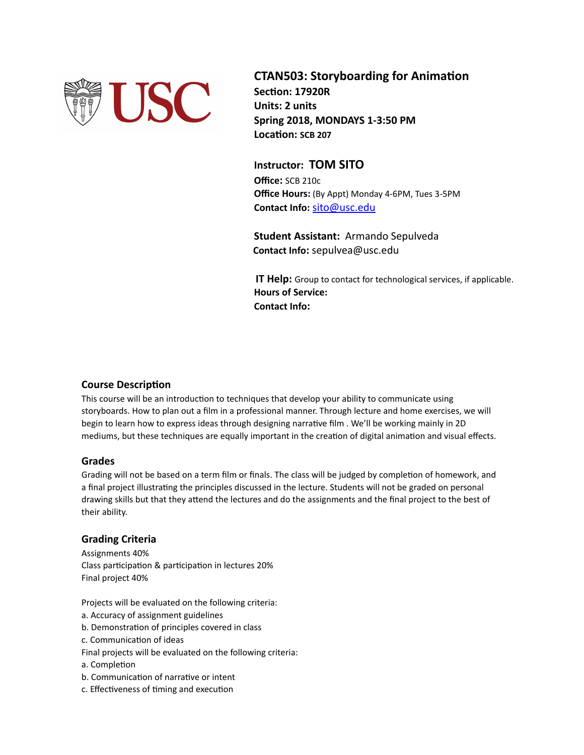# CTAN503: Storyboarding for Animation

**Section: 17920R**
**Units: 2 units**
**Spring 2018, MONDAYS 1-3:50 PM**
**Location:** **SCB 207**

**Instructor: TOM SITO**
**Office:** SCB 210c
**Office Hours:** (By Appt) Monday 4-6PM, Tues 3-5PM
**Contact Info:** sito@usc.edu

**Student Assistant:** Armando Sepulveda
**Contact Info:** sepulvea@usc.edu

**IT Help:** Group to contact for technological services, if applicable.
**Hours of Service:**
**Contact Info:**

## Course Description

This course will be an introduction to techniques that develop your ability to communicate using storyboards. How to plan out a film in a professional manner. Through lecture and home exercises, we will begin to learn how to express ideas through designing narrative film . We'll be working mainly in 2D mediums, but these techniques are equally important in the creation of digital animation and visual effects.

## Grades

Grading will not be based on a term film or finals. The class will be judged by completion of homework, and a final project illustrating the principles discussed in the lecture. Students will not be graded on personal drawing skills but that they attend the lectures and do the assignments and the final project to the best of their ability.

## Grading Criteria

Assignments 40%
Class participation & participation in lectures 20%
Final project 40%

Projects will be evaluated on the following criteria:
a. Accuracy of assignment guidelines
b. Demonstration of principles covered in class
c. Communication of ideas
Final projects will be evaluated on the following criteria:
a. Completion
b. Communication of narrative or intent
c. Effectiveness of timing and execution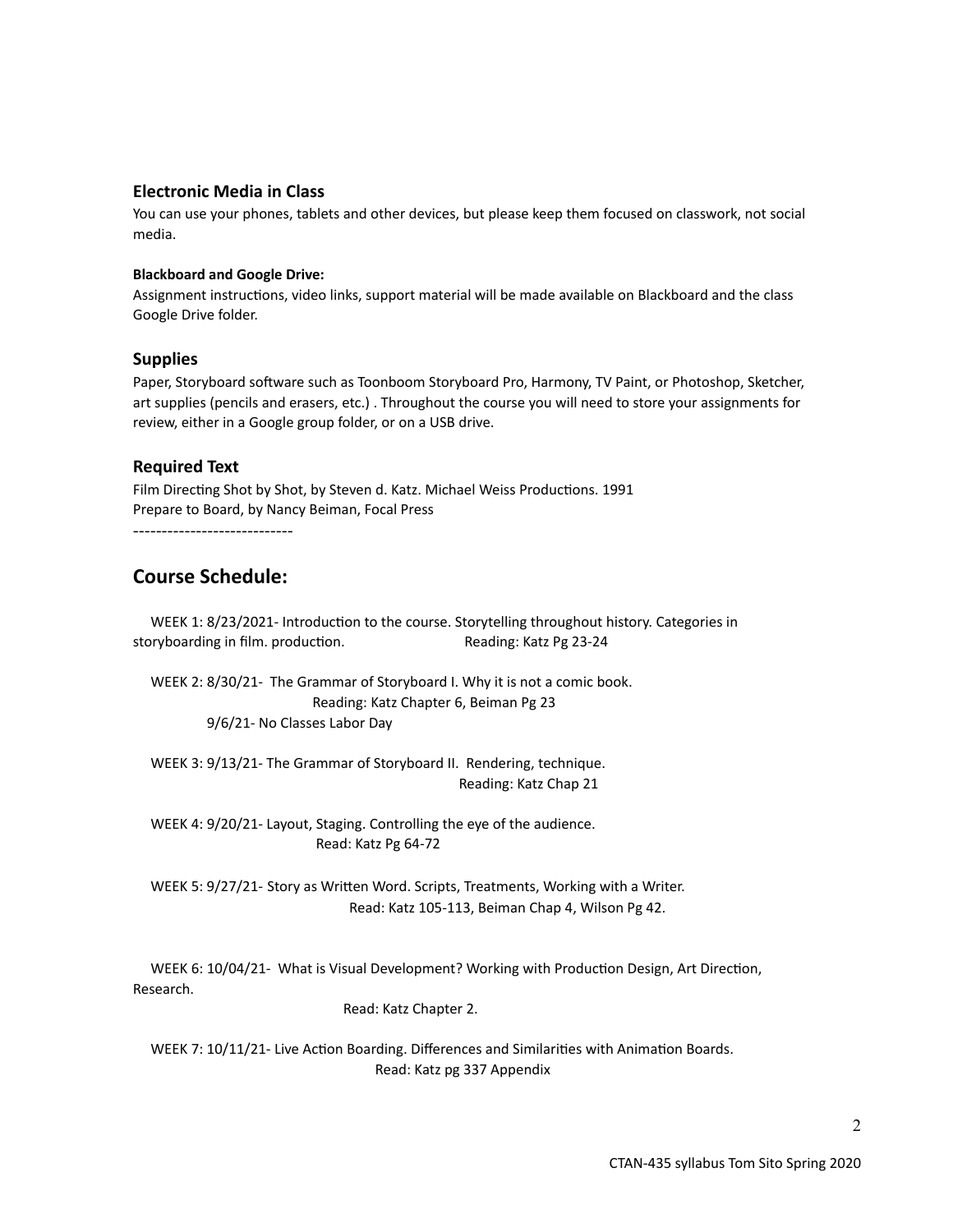### Electronic Media in Class

You can use your phones, tablets and other devices, but please keep them focused on classwork, not social media.

**Blackboard and Google Drive:**

Assignment instructions, video links, support material will be made available on Blackboard and the class Google Drive folder.

### Supplies

Paper, Storyboard software such as Toonboom Storyboard Pro, Harmony, TV Paint, or Photoshop, Sketcher, art supplies (pencils and erasers, etc.) . Throughout the course you will need to store your assignments for review, either in a Google group folder, or on a USB drive.

### Required Text

Film Directing Shot by Shot, by Steven d. Katz. Michael Weiss Productions. 1991
Prepare to Board, by Nancy Beiman, Focal Press

----------------------------

## Course Schedule:

WEEK 1: 8/23/2021- Introduction to the course. Storytelling throughout history. Categories in storyboarding in film. production. Reading: Katz Pg 23-24

WEEK 2: 8/30/21- The Grammar of Storyboard I. Why it is not a comic book.
Reading: Katz Chapter 6, Beiman Pg 23
9/6/21- No Classes Labor Day

WEEK 3: 9/13/21- The Grammar of Storyboard II. Rendering, technique.
Reading: Katz Chap 21

WEEK 4: 9/20/21- Layout, Staging. Controlling the eye of the audience.
Read: Katz Pg 64-72

WEEK 5: 9/27/21- Story as Written Word. Scripts, Treatments, Working with a Writer.
Read: Katz 105-113, Beiman Chap 4, Wilson Pg 42.

WEEK 6: 10/04/21- What is Visual Development? Working with Production Design, Art Direction, Research.
Read: Katz Chapter 2.

WEEK 7: 10/11/21- Live Action Boarding. Differences and Similarities with Animation Boards.
Read: Katz pg 337 Appendix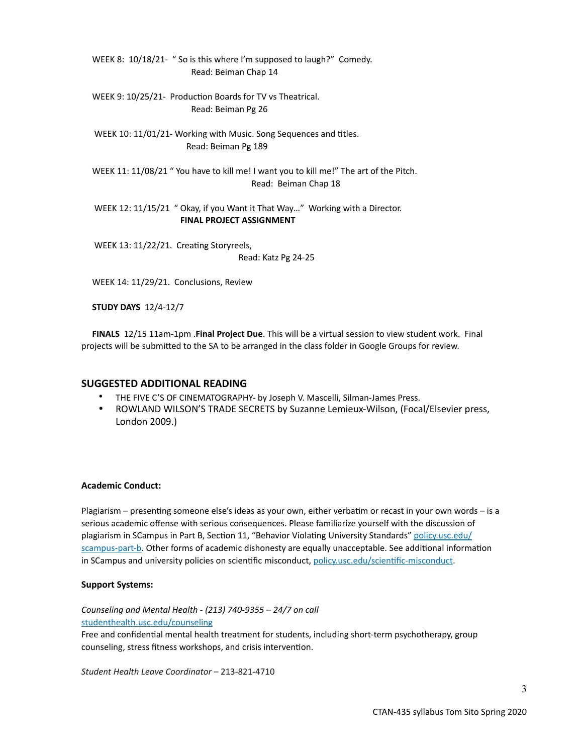WEEK 8: 10/18/21- " So is this where I'm supposed to laugh?" Comedy.
Read: Beiman Chap 14

WEEK 9: 10/25/21- Production Boards for TV vs Theatrical.
Read: Beiman Pg 26

WEEK 10: 11/01/21- Working with Music. Song Sequences and titles.
Read: Beiman Pg 189

WEEK 11: 11/08/21 " You have to kill me! I want you to kill me!" The art of the Pitch.
Read: Beiman Chap 18

WEEK 12: 11/15/21 " Okay, if you Want it That Way…" Working with a Director.
**FINAL PROJECT ASSIGNMENT**

WEEK 13: 11/22/21. Creating Storyreels,
Read: Katz Pg 24-25

WEEK 14: 11/29/21. Conclusions, Review

**STUDY DAYS** 12/4-12/7

**FINALS** 12/15 11am-1pm .**Final Project Due**. This will be a virtual session to view student work. Final projects will be submitted to the SA to be arranged in the class folder in Google Groups for review.

## SUGGESTED ADDITIONAL READING

- THE FIVE C'S OF CINEMATOGRAPHY- by Joseph V. Mascelli, Silman-James Press.
- ROWLAND WILSON'S TRADE SECRETS by Suzanne Lemieux-Wilson, (Focal/Elsevier press, London 2009.)

**Academic Conduct:**

Plagiarism – presenting someone else's ideas as your own, either verbatim or recast in your own words – is a serious academic offense with serious consequences. Please familiarize yourself with the discussion of plagiarism in SCampus in Part B, Section 11, "Behavior Violating University Standards" [policy.usc.edu/scampus-part-b](policy.usc.edu/scampus-part-b). Other forms of academic dishonesty are equally unacceptable. See additional information in SCampus and university policies on scientific misconduct, [policy.usc.edu/scientific-misconduct](policy.usc.edu/scientific-misconduct).

**Support Systems:**

*Counseling and Mental Health - (213) 740-9355 – 24/7 on call*
[studenthealth.usc.edu/counseling](studenthealth.usc.edu/counseling)
Free and confidential mental health treatment for students, including short-term psychotherapy, group counseling, stress fitness workshops, and crisis intervention.

*Student Health Leave Coordinator* – 213-821-4710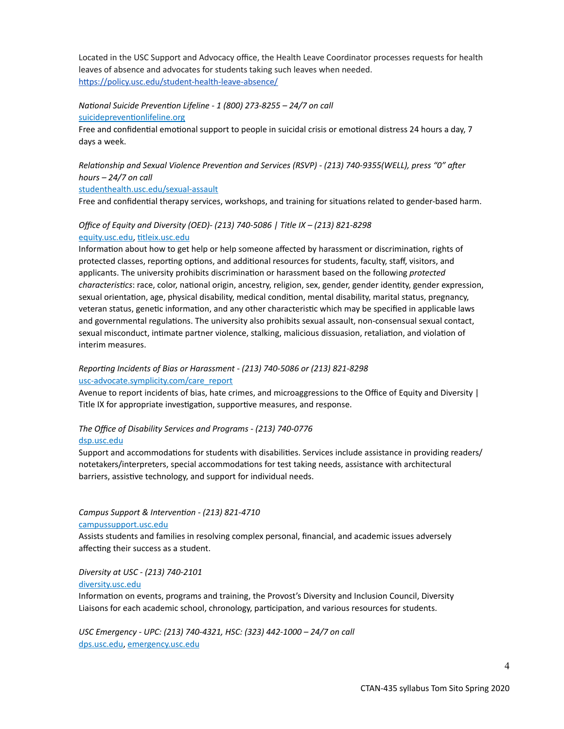Located in the USC Support and Advocacy office, the Health Leave Coordinator processes requests for health leaves of absence and advocates for students taking such leaves when needed.
https://policy.usc.edu/student-health-leave-absence/

*National Suicide Prevention Lifeline - 1 (800) 273-8255 – 24/7 on call*
suicidepreventionlifeline.org
Free and confidential emotional support to people in suicidal crisis or emotional distress 24 hours a day, 7 days a week.

*Relationship and Sexual Violence Prevention and Services (RSVP) - (213) 740-9355(WELL), press "0" after hours – 24/7 on call*
studenthealth.usc.edu/sexual-assault
Free and confidential therapy services, workshops, and training for situations related to gender-based harm.

*Office of Equity and Diversity (OED)- (213) 740-5086 | Title IX – (213) 821-8298*
equity.usc.edu, titleix.usc.edu
Information about how to get help or help someone affected by harassment or discrimination, rights of protected classes, reporting options, and additional resources for students, faculty, staff, visitors, and applicants. The university prohibits discrimination or harassment based on the following *protected characteristics*: race, color, national origin, ancestry, religion, sex, gender, gender identity, gender expression, sexual orientation, age, physical disability, medical condition, mental disability, marital status, pregnancy, veteran status, genetic information, and any other characteristic which may be specified in applicable laws and governmental regulations. The university also prohibits sexual assault, non-consensual sexual contact, sexual misconduct, intimate partner violence, stalking, malicious dissuasion, retaliation, and violation of interim measures.

*Reporting Incidents of Bias or Harassment - (213) 740-5086 or (213) 821-8298*
usc-advocate.symplicity.com/care_report
Avenue to report incidents of bias, hate crimes, and microaggressions to the Office of Equity and Diversity | Title IX for appropriate investigation, supportive measures, and response.

*The Office of Disability Services and Programs - (213) 740-0776*
dsp.usc.edu
Support and accommodations for students with disabilities. Services include assistance in providing readers/notetakers/interpreters, special accommodations for test taking needs, assistance with architectural barriers, assistive technology, and support for individual needs.

*Campus Support & Intervention - (213) 821-4710*
campussupport.usc.edu
Assists students and families in resolving complex personal, financial, and academic issues adversely affecting their success as a student.

*Diversity at USC - (213) 740-2101*
diversity.usc.edu
Information on events, programs and training, the Provost's Diversity and Inclusion Council, Diversity Liaisons for each academic school, chronology, participation, and various resources for students.

*USC Emergency - UPC: (213) 740-4321, HSC: (323) 442-1000 – 24/7 on call*
dps.usc.edu, emergency.usc.edu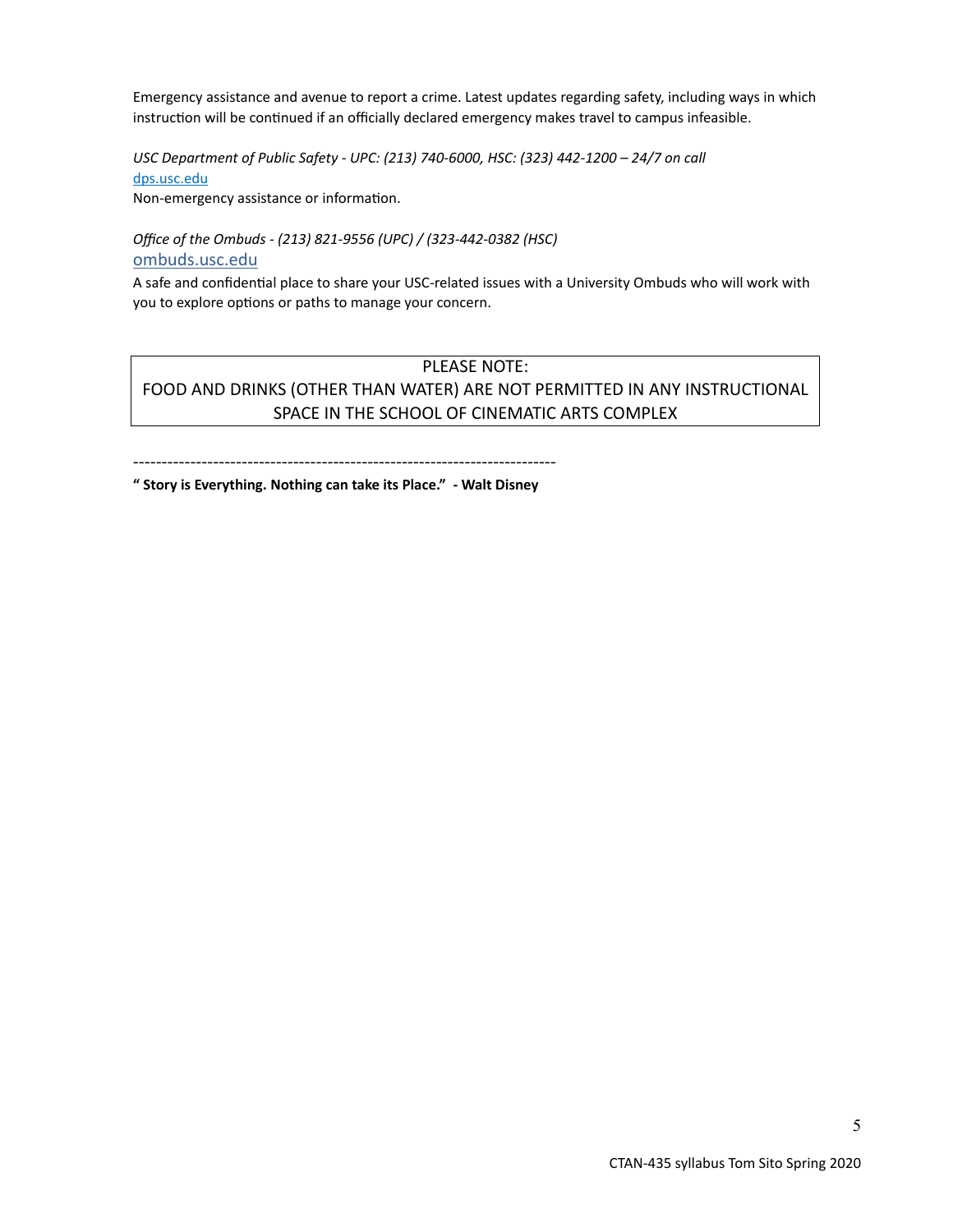Emergency assistance and avenue to report a crime. Latest updates regarding safety, including ways in which instruction will be continued if an officially declared emergency makes travel to campus infeasible.

*USC Department of Public Safety - UPC: (213) 740-6000, HSC: (323) 442-1200 – 24/7 on call*
dps.usc.edu
Non-emergency assistance or information.

*Office of the Ombuds - (213) 821-9556 (UPC) / (323-442-0382 (HSC)*
ombuds.usc.edu
A safe and confidential place to share your USC-related issues with a University Ombuds who will work with you to explore options or paths to manage your concern.

PLEASE NOTE:
FOOD AND DRINKS (OTHER THAN WATER) ARE NOT PERMITTED IN ANY INSTRUCTIONAL SPACE IN THE SCHOOL OF CINEMATIC ARTS COMPLEX

--------------------------------------------------------------------------
**" Story is Everything. Nothing can take its Place." - Walt Disney**